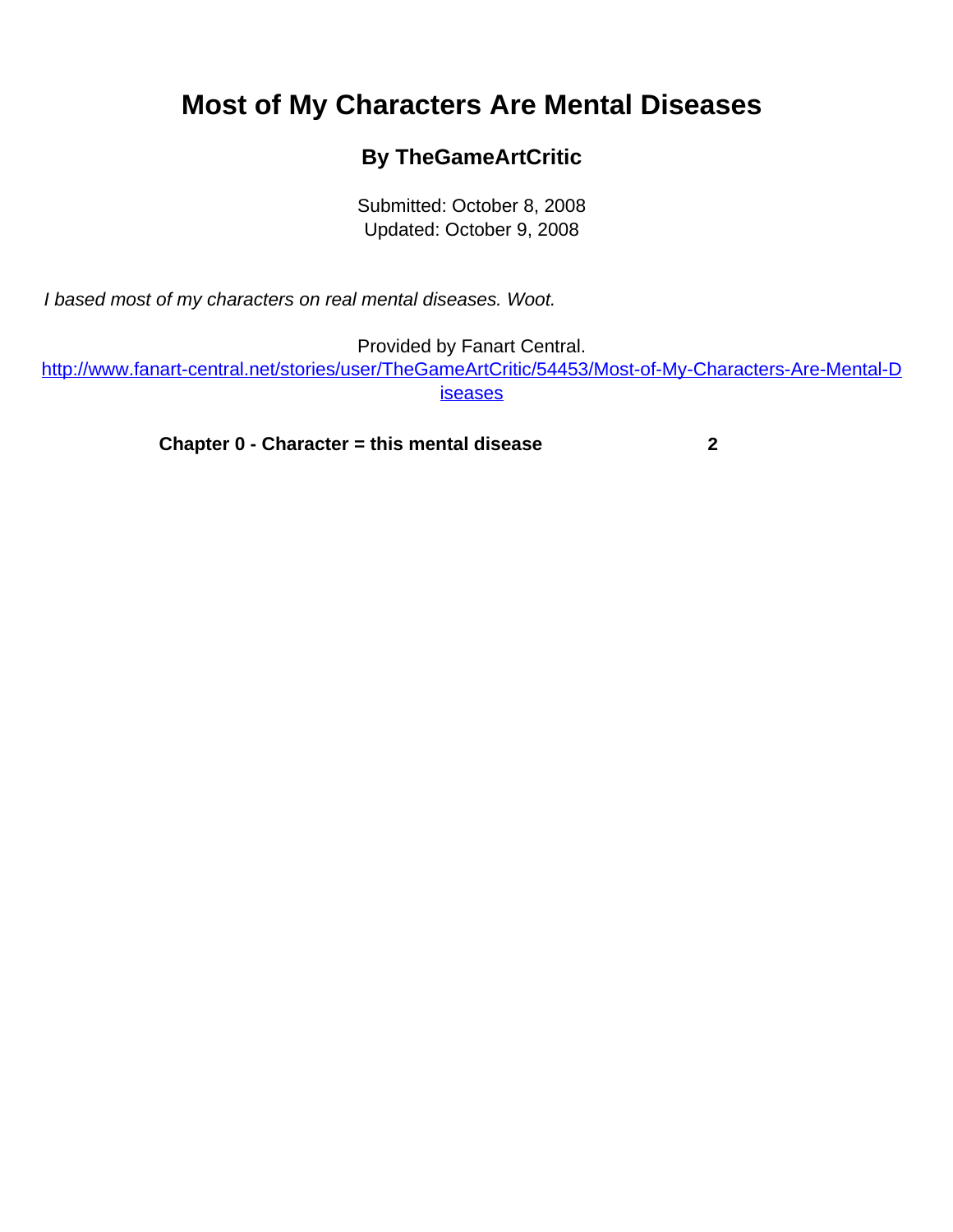# Most of My Characters Are Mental Diseases

### By TheGameArtCritic

Submitted: October 8, 2008
Updated: October 9, 2008

*I based most of my characters on real mental diseases. Woot.*

Provided by Fanart Central.
http://www.fanart-central.net/stories/user/TheGameArtCritic/54453/Most-of-My-Characters-Are-Mental-Diseases

**Chapter 0 - Character = this mental disease** **2**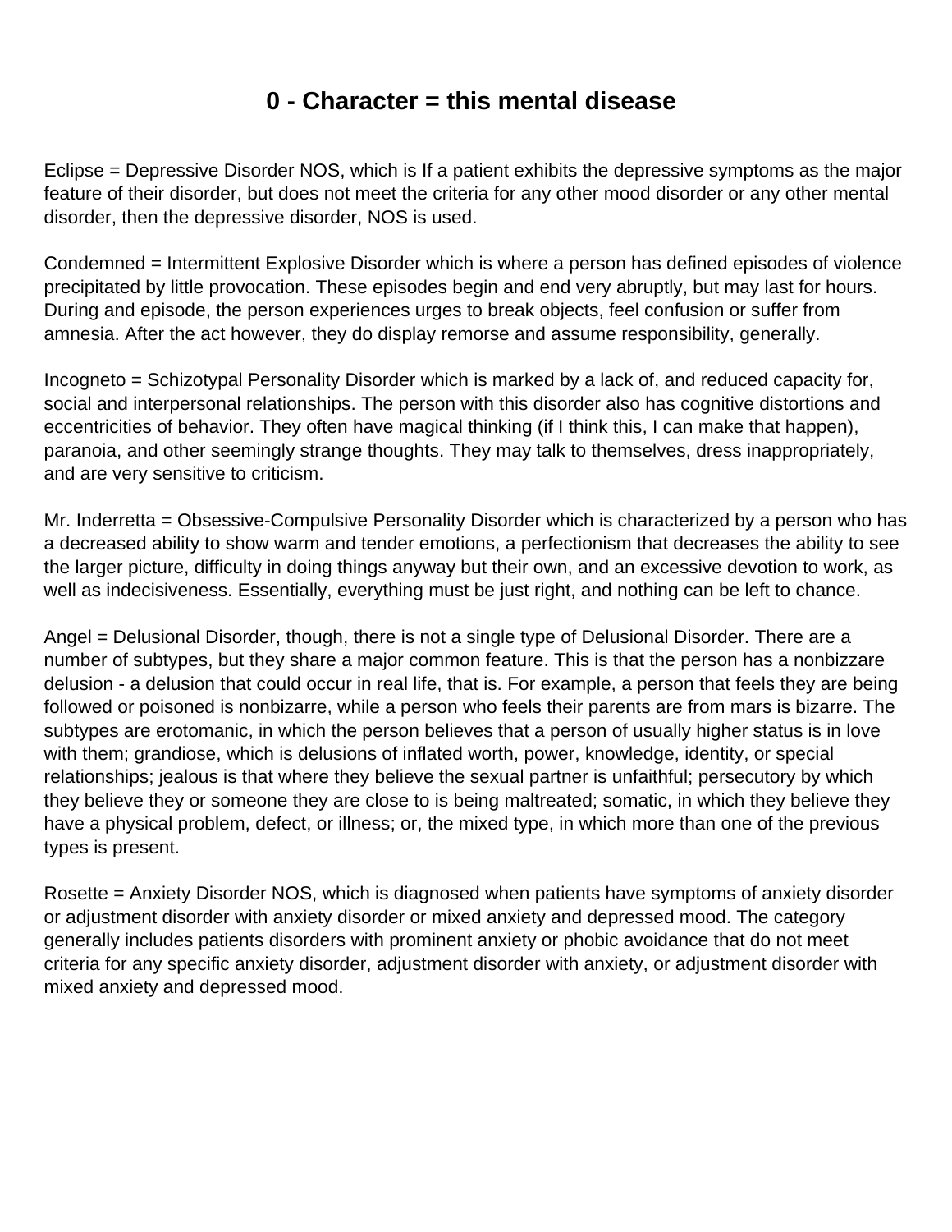# 0 - Character = this mental disease

Eclipse = Depressive Disorder NOS, which is If a patient exhibits the depressive symptoms as the major feature of their disorder, but does not meet the criteria for any other mood disorder or any other mental disorder, then the depressive disorder, NOS is used.

Condemned = Intermittent Explosive Disorder which is where a person has defined episodes of violence precipitated by little provocation. These episodes begin and end very abruptly, but may last for hours. During and episode, the person experiences urges to break objects, feel confusion or suffer from amnesia. After the act however, they do display remorse and assume responsibility, generally.

Incogneto = Schizotypal Personality Disorder which is marked by a lack of, and reduced capacity for, social and interpersonal relationships. The person with this disorder also has cognitive distortions and eccentricities of behavior. They often have magical thinking (if I think this, I can make that happen), paranoia, and other seemingly strange thoughts. They may talk to themselves, dress inappropriately, and are very sensitive to criticism.

Mr. Inderretta = Obsessive-Compulsive Personality Disorder which is characterized by a person who has a decreased ability to show warm and tender emotions, a perfectionism that decreases the ability to see the larger picture, difficulty in doing things anyway but their own, and an excessive devotion to work, as well as indecisiveness. Essentially, everything must be just right, and nothing can be left to chance.

Angel = Delusional Disorder, though, there is not a single type of Delusional Disorder. There are a number of subtypes, but they share a major common feature. This is that the person has a nonbizzare delusion - a delusion that could occur in real life, that is. For example, a person that feels they are being followed or poisoned is nonbizarre, while a person who feels their parents are from mars is bizarre. The subtypes are erotomanic, in which the person believes that a person of usually higher status is in love with them; grandiose, which is delusions of inflated worth, power, knowledge, identity, or special relationships; jealous is that where they believe the sexual partner is unfaithful; persecutory by which they believe they or someone they are close to is being maltreated; somatic, in which they believe they have a physical problem, defect, or illness; or, the mixed type, in which more than one of the previous types is present.

Rosette = Anxiety Disorder NOS, which is diagnosed when patients have symptoms of anxiety disorder or adjustment disorder with anxiety disorder or mixed anxiety and depressed mood. The category generally includes patients disorders with prominent anxiety or phobic avoidance that do not meet criteria for any specific anxiety disorder, adjustment disorder with anxiety, or adjustment disorder with mixed anxiety and depressed mood.